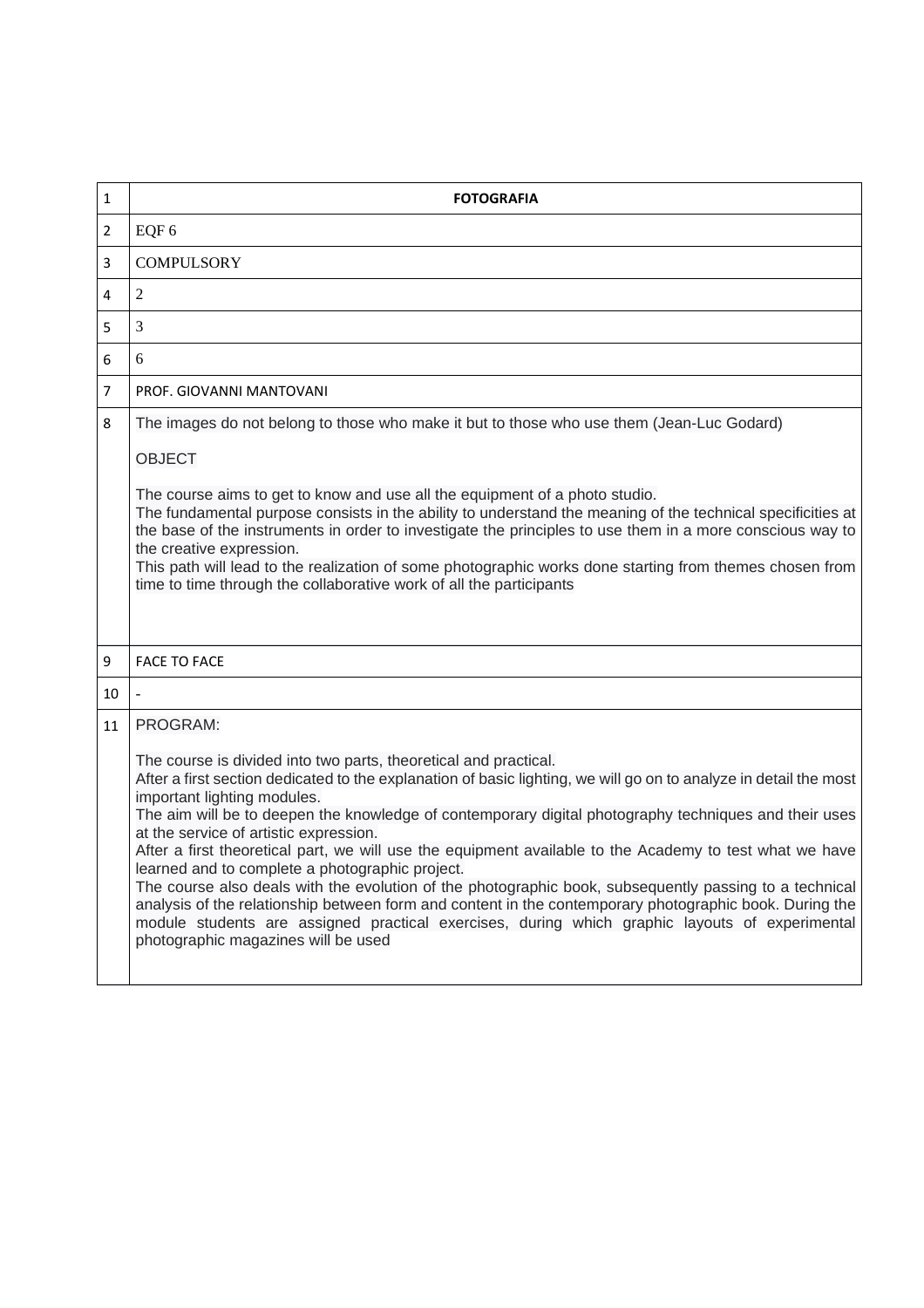| 1 | **FOTOGRAFIA** |
|---|---|
| 2 | EQF 6 |
| 3 | COMPULSORY |
| 4 | 2 |
| 5 | 3 |
| 6 | 6 |
| 7 | PROF. GIOVANNI MANTOVANI |
| 8 | The images do not belong to those who make it but to those who use them (Jean-Luc Godard)<br><br>OBJECT<br><br>The course aims to get to know and use all the equipment of a photo studio.<br>The fundamental purpose consists in the ability to understand the meaning of the technical specificities at the base of the instruments in order to investigate the principles to use them in a more conscious way to the creative expression.<br>This path will lead to the realization of some photographic works done starting from themes chosen from time to time through the collaborative work of all the participants |
| 9 | FACE TO FACE |
| 10 | - |
| 11 | PROGRAM:<br><br>The course is divided into two parts, theoretical and practical.<br>After a first section dedicated to the explanation of basic lighting, we will go on to analyze in detail the most important lighting modules.<br>The aim will be to deepen the knowledge of contemporary digital photography techniques and their uses at the service of artistic expression.<br>After a first theoretical part, we will use the equipment available to the Academy to test what we have learned and to complete a photographic project.<br>The course also deals with the evolution of the photographic book, subsequently passing to a technical analysis of the relationship between form and content in the contemporary photographic book. During the module students are assigned practical exercises, during which graphic layouts of experimental photographic magazines will be used |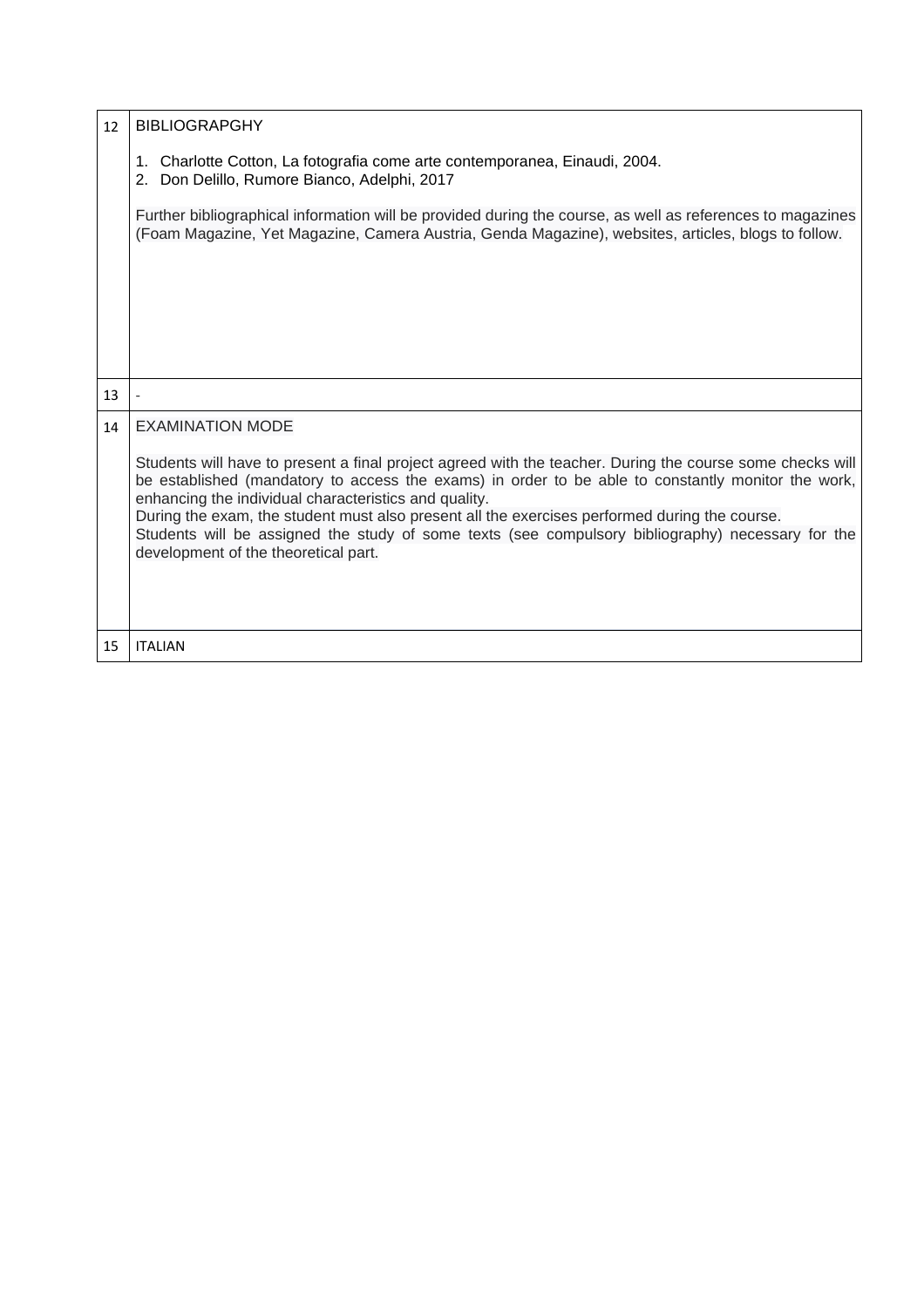| | |
|---|---|
| 12 | BIBLIOGRAPGHY<br><br>1. Charlotte Cotton, La fotografia come arte contemporanea, Einaudi, 2004.<br>2. Don Delillo, Rumore Bianco, Adelphi, 2017<br><br>Further bibliographical information will be provided during the course, as well as references to magazines (Foam Magazine, Yet Magazine, Camera Austria, Genda Magazine), websites, articles, blogs to follow. |
| 13 | - |
| 14 | EXAMINATION MODE<br><br>Students will have to present a final project agreed with the teacher. During the course some checks will be established (mandatory to access the exams) in order to be able to constantly monitor the work, enhancing the individual characteristics and quality.<br>During the exam, the student must also present all the exercises performed during the course.<br>Students will be assigned the study of some texts (see compulsory bibliography) necessary for the development of the theoretical part. |
| 15 | ITALIAN |